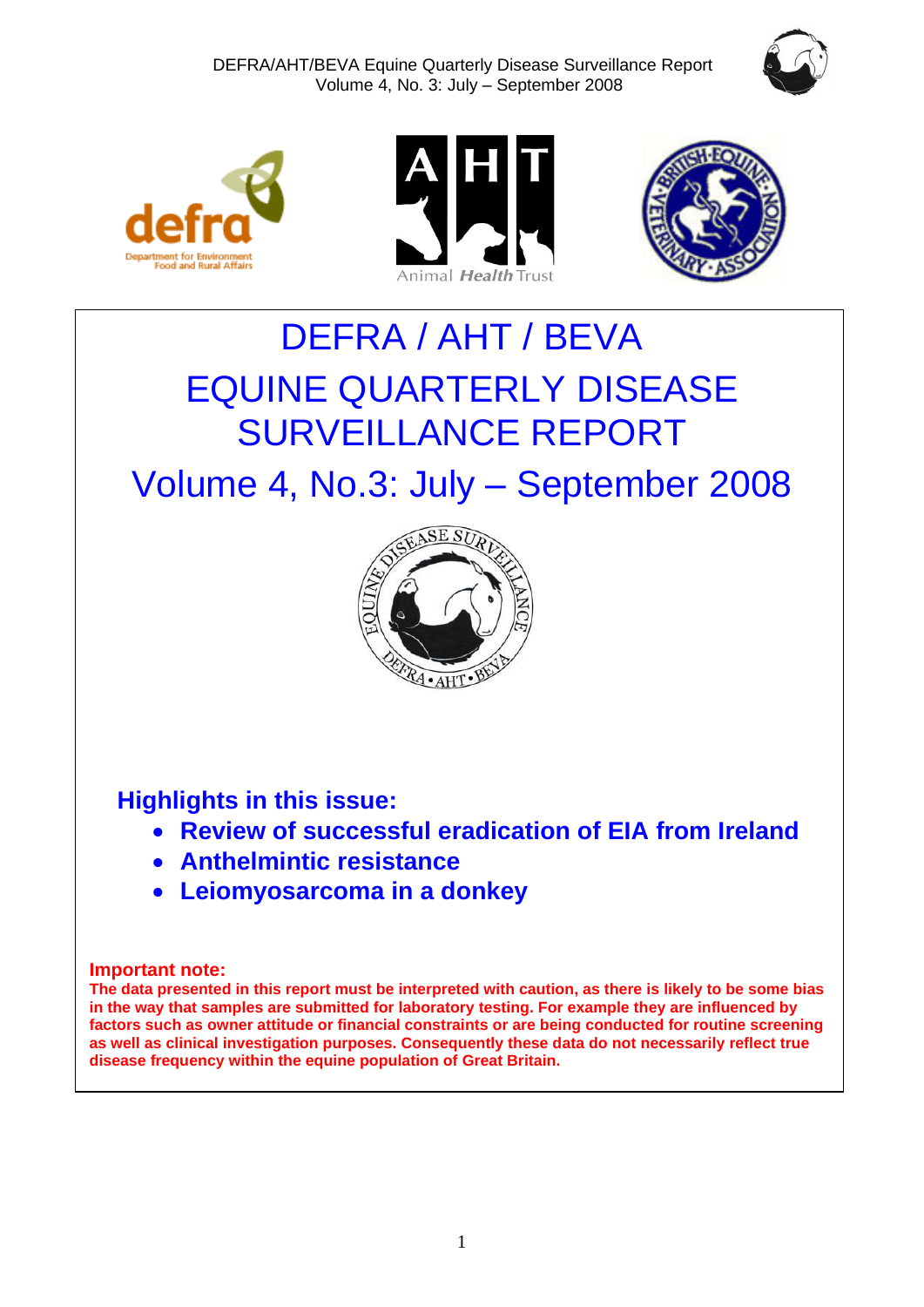# DEFRA / AHT / BEVA

# EQUINE QUARTERLY DISEASE SURVEILLANCE REPORT

## Volume 4, No.3: July – September 2008

### Highlights in this issue:

- **Review of successful eradication of EIA from Ireland**
- **Anthelmintic resistance**
- **Leiomyosarcoma in a donkey**

**Important note:**

**The data presented in this report must be interpreted with caution, as there is likely to be some bias in the way that samples are submitted for laboratory testing. For example they are influenced by factors such as owner attitude or financial constraints or are being conducted for routine screening as well as clinical investigation purposes. Consequently these data do not necessarily reflect true disease frequency within the equine population of Great Britain.**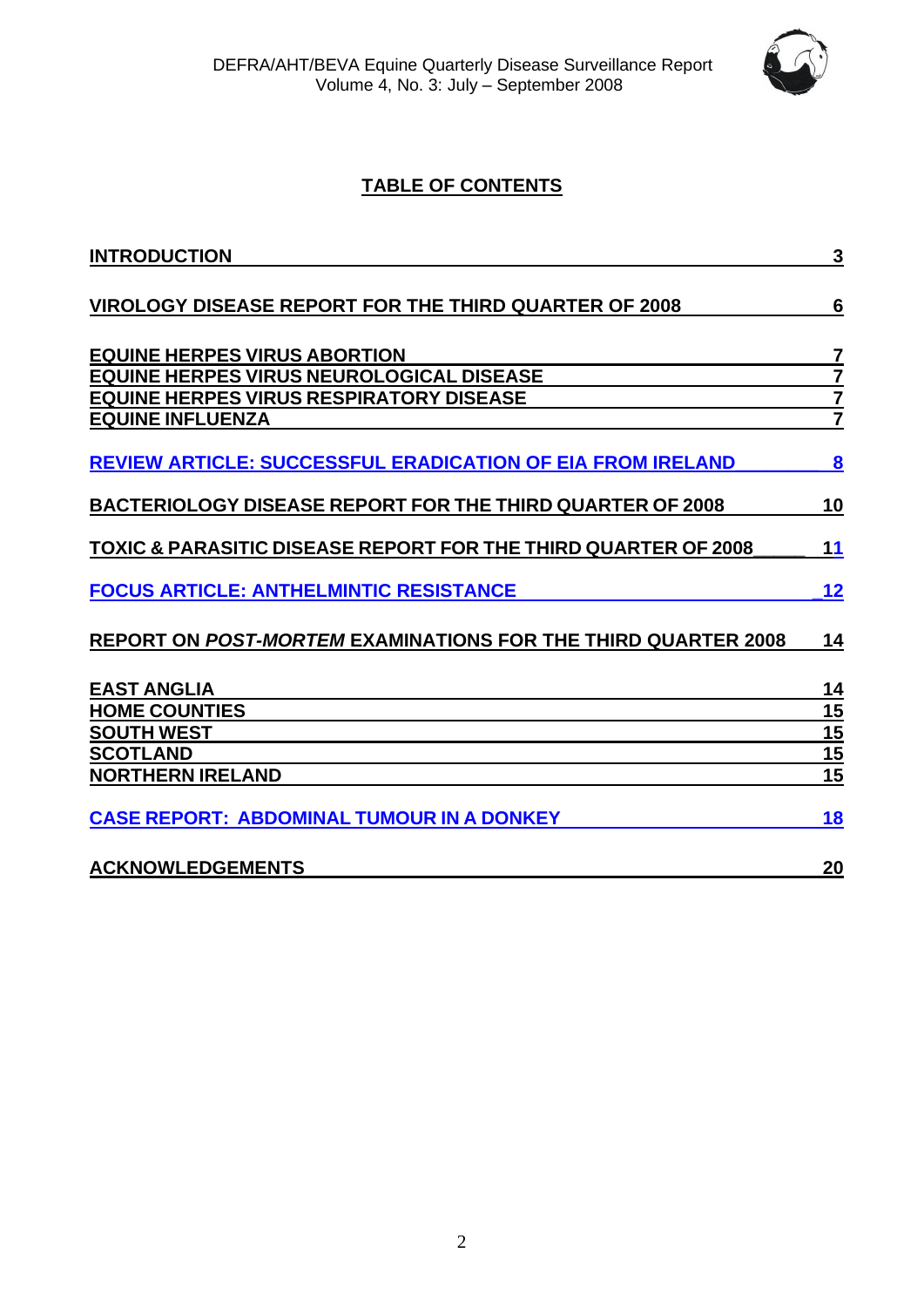## TABLE OF CONTENTS

| | |
|---|---|
| INTRODUCTION | 3 |
| VIROLOGY DISEASE REPORT FOR THE THIRD QUARTER OF 2008 | 6 |
| EQUINE HERPES VIRUS ABORTION | 7 |
| EQUINE HERPES VIRUS NEUROLOGICAL DISEASE | 7 |
| EQUINE HERPES VIRUS RESPIRATORY DISEASE | 7 |
| EQUINE INFLUENZA | 7 |
| REVIEW ARTICLE: SUCCESSFUL ERADICATION OF EIA FROM IRELAND | 8 |
| BACTERIOLOGY DISEASE REPORT FOR THE THIRD QUARTER OF 2008 | 10 |
| TOXIC & PARASITIC DISEASE REPORT FOR THE THIRD QUARTER OF 2008 | 11 |
| FOCUS ARTICLE: ANTHELMINTIC RESISTANCE | 12 |
| REPORT ON *POST-MORTEM* EXAMINATIONS FOR THE THIRD QUARTER 2008 | 14 |
| EAST ANGLIA | 14 |
| HOME COUNTIES | 15 |
| SOUTH WEST | 15 |
| SCOTLAND | 15 |
| NORTHERN IRELAND | 15 |
| CASE REPORT: ABDOMINAL TUMOUR IN A DONKEY | 18 |
| ACKNOWLEDGEMENTS | 20 |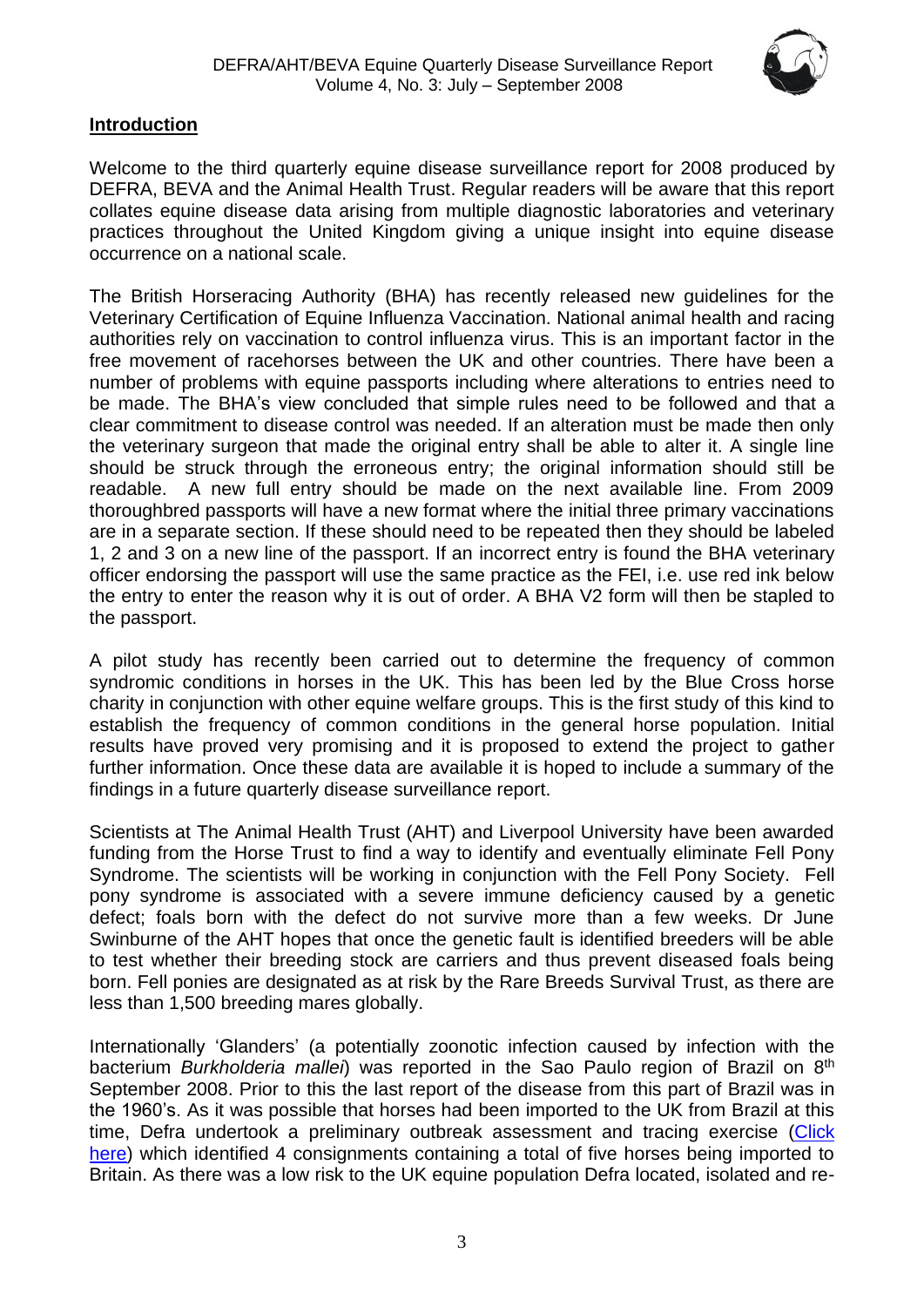## Introduction

Welcome to the third quarterly equine disease surveillance report for 2008 produced by DEFRA, BEVA and the Animal Health Trust. Regular readers will be aware that this report collates equine disease data arising from multiple diagnostic laboratories and veterinary practices throughout the United Kingdom giving a unique insight into equine disease occurrence on a national scale.

The British Horseracing Authority (BHA) has recently released new guidelines for the Veterinary Certification of Equine Influenza Vaccination. National animal health and racing authorities rely on vaccination to control influenza virus. This is an important factor in the free movement of racehorses between the UK and other countries. There have been a number of problems with equine passports including where alterations to entries need to be made. The BHA's view concluded that simple rules need to be followed and that a clear commitment to disease control was needed. If an alteration must be made then only the veterinary surgeon that made the original entry shall be able to alter it. A single line should be struck through the erroneous entry; the original information should still be readable. A new full entry should be made on the next available line. From 2009 thoroughbred passports will have a new format where the initial three primary vaccinations are in a separate section. If these should need to be repeated then they should be labeled 1, 2 and 3 on a new line of the passport. If an incorrect entry is found the BHA veterinary officer endorsing the passport will use the same practice as the FEI, i.e. use red ink below the entry to enter the reason why it is out of order. A BHA V2 form will then be stapled to the passport.

A pilot study has recently been carried out to determine the frequency of common syndromic conditions in horses in the UK. This has been led by the Blue Cross horse charity in conjunction with other equine welfare groups. This is the first study of this kind to establish the frequency of common conditions in the general horse population. Initial results have proved very promising and it is proposed to extend the project to gather further information. Once these data are available it is hoped to include a summary of the findings in a future quarterly disease surveillance report.

Scientists at The Animal Health Trust (AHT) and Liverpool University have been awarded funding from the Horse Trust to find a way to identify and eventually eliminate Fell Pony Syndrome. The scientists will be working in conjunction with the Fell Pony Society. Fell pony syndrome is associated with a severe immune deficiency caused by a genetic defect; foals born with the defect do not survive more than a few weeks. Dr June Swinburne of the AHT hopes that once the genetic fault is identified breeders will be able to test whether their breeding stock are carriers and thus prevent diseased foals being born. Fell ponies are designated as at risk by the Rare Breeds Survival Trust, as there are less than 1,500 breeding mares globally.

Internationally 'Glanders' (a potentially zoonotic infection caused by infection with the bacterium *Burkholderia mallei*) was reported in the Sao Paulo region of Brazil on 8th September 2008. Prior to this the last report of the disease from this part of Brazil was in the 1960's. As it was possible that horses had been imported to the UK from Brazil at this time, Defra undertook a preliminary outbreak assessment and tracing exercise (Click here) which identified 4 consignments containing a total of five horses being imported to Britain. As there was a low risk to the UK equine population Defra located, isolated and re-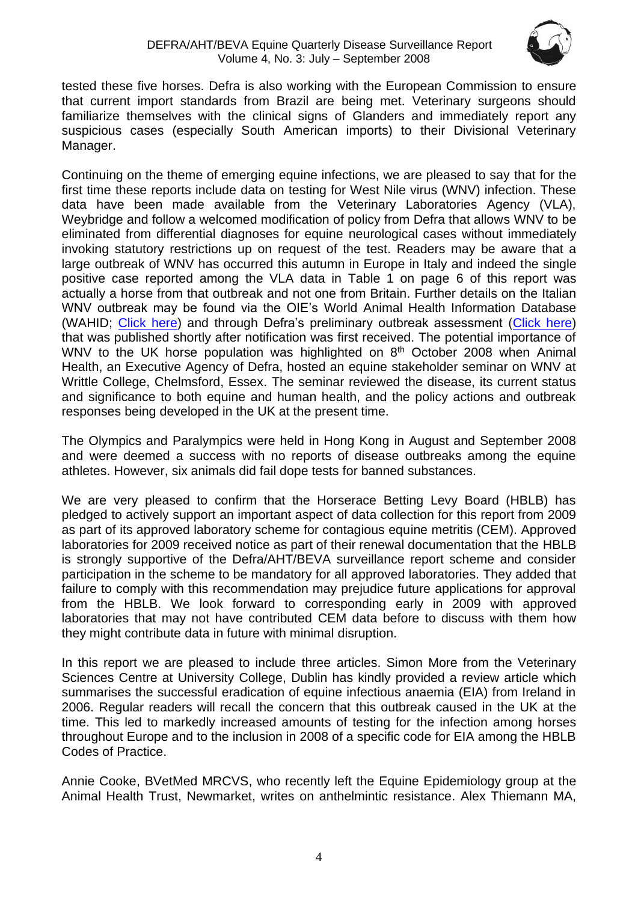tested these five horses. Defra is also working with the European Commission to ensure that current import standards from Brazil are being met. Veterinary surgeons should familiarize themselves with the clinical signs of Glanders and immediately report any suspicious cases (especially South American imports) to their Divisional Veterinary Manager.

Continuing on the theme of emerging equine infections, we are pleased to say that for the first time these reports include data on testing for West Nile virus (WNV) infection. These data have been made available from the Veterinary Laboratories Agency (VLA), Weybridge and follow a welcomed modification of policy from Defra that allows WNV to be eliminated from differential diagnoses for equine neurological cases without immediately invoking statutory restrictions up on request of the test. Readers may be aware that a large outbreak of WNV has occurred this autumn in Europe in Italy and indeed the single positive case reported among the VLA data in Table 1 on page 6 of this report was actually a horse from that outbreak and not one from Britain. Further details on the Italian WNV outbreak may be found via the OIE's World Animal Health Information Database (WAHID; Click here) and through Defra's preliminary outbreak assessment (Click here) that was published shortly after notification was first received. The potential importance of WNV to the UK horse population was highlighted on 8th October 2008 when Animal Health, an Executive Agency of Defra, hosted an equine stakeholder seminar on WNV at Writtle College, Chelmsford, Essex. The seminar reviewed the disease, its current status and significance to both equine and human health, and the policy actions and outbreak responses being developed in the UK at the present time.

The Olympics and Paralympics were held in Hong Kong in August and September 2008 and were deemed a success with no reports of disease outbreaks among the equine athletes. However, six animals did fail dope tests for banned substances.

We are very pleased to confirm that the Horserace Betting Levy Board (HBLB) has pledged to actively support an important aspect of data collection for this report from 2009 as part of its approved laboratory scheme for contagious equine metritis (CEM). Approved laboratories for 2009 received notice as part of their renewal documentation that the HBLB is strongly supportive of the Defra/AHT/BEVA surveillance report scheme and consider participation in the scheme to be mandatory for all approved laboratories. They added that failure to comply with this recommendation may prejudice future applications for approval from the HBLB. We look forward to corresponding early in 2009 with approved laboratories that may not have contributed CEM data before to discuss with them how they might contribute data in future with minimal disruption.

In this report we are pleased to include three articles. Simon More from the Veterinary Sciences Centre at University College, Dublin has kindly provided a review article which summarises the successful eradication of equine infectious anaemia (EIA) from Ireland in 2006. Regular readers will recall the concern that this outbreak caused in the UK at the time. This led to markedly increased amounts of testing for the infection among horses throughout Europe and to the inclusion in 2008 of a specific code for EIA among the HBLB Codes of Practice.

Annie Cooke, BVetMed MRCVS, who recently left the Equine Epidemiology group at the Animal Health Trust, Newmarket, writes on anthelmintic resistance. Alex Thiemann MA,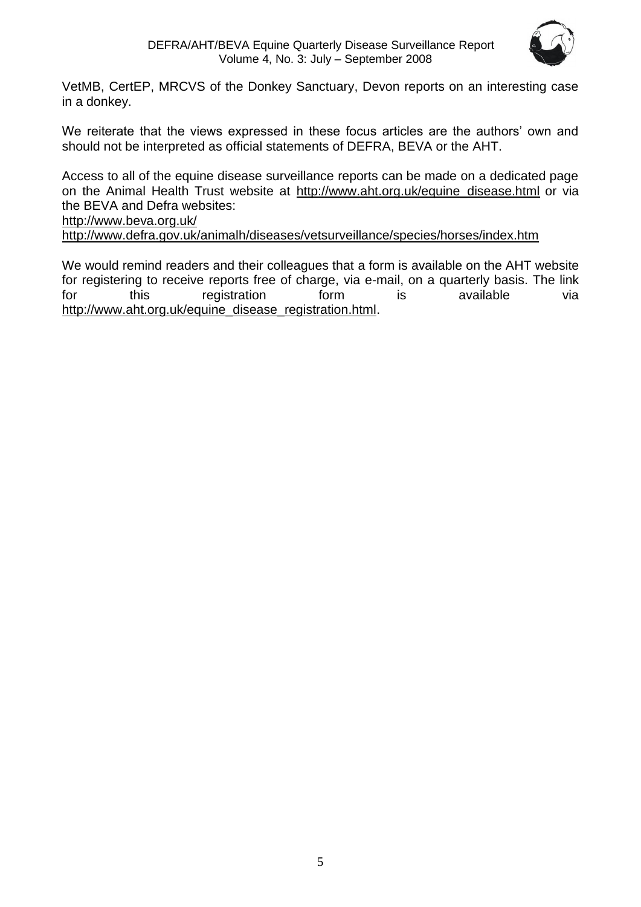VetMB, CertEP, MRCVS of the Donkey Sanctuary, Devon reports on an interesting case in a donkey.

We reiterate that the views expressed in these focus articles are the authors' own and should not be interpreted as official statements of DEFRA, BEVA or the AHT.

Access to all of the equine disease surveillance reports can be made on a dedicated page on the Animal Health Trust website at http://www.aht.org.uk/equine_disease.html or via the BEVA and Defra websites:
http://www.beva.org.uk/
http://www.defra.gov.uk/animalh/diseases/vetsurveillance/species/horses/index.htm

We would remind readers and their colleagues that a form is available on the AHT website for registering to receive reports free of charge, via e-mail, on a quarterly basis. The link for this registration form is available via http://www.aht.org.uk/equine_disease_registration.html.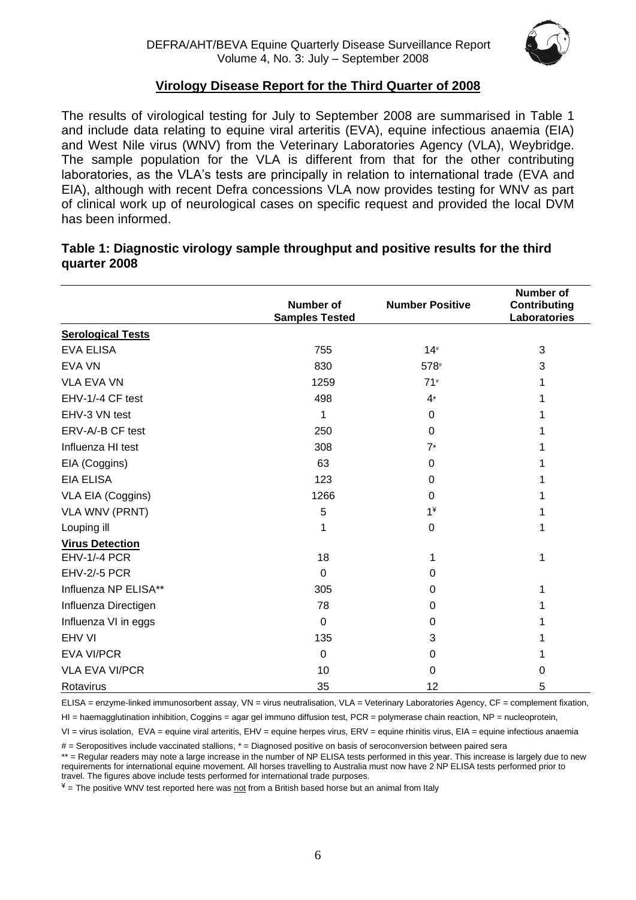## Virology Disease Report for the Third Quarter of 2008

The results of virological testing for July to September 2008 are summarised in Table 1 and include data relating to equine viral arteritis (EVA), equine infectious anaemia (EIA) and West Nile virus (WNV) from the Veterinary Laboratories Agency (VLA), Weybridge. The sample population for the VLA is different from that for the other contributing laboratories, as the VLA's tests are principally in relation to international trade (EVA and EIA), although with recent Defra concessions VLA now provides testing for WNV as part of clinical work up of neurological cases on specific request and provided the local DVM has been informed.

**Table 1: Diagnostic virology sample throughput and positive results for the third quarter 2008**

| | Number of Samples Tested | Number Positive | Number of Contributing Laboratories |
|---|---|---|---|
| **Serological Tests** | | | |
| EVA ELISA | 755 | 14# | 3 |
| EVA VN | 830 | 578# | 3 |
| VLA EVA VN | 1259 | 71# | 1 |
| EHV-1/-4 CF test | 498 | 4* | 1 |
| EHV-3 VN test | 1 | 0 | 1 |
| ERV-A/-B CF test | 250 | 0 | 1 |
| Influenza HI test | 308 | 7* | 1 |
| EIA (Coggins) | 63 | 0 | 1 |
| EIA ELISA | 123 | 0 | 1 |
| VLA EIA (Coggins) | 1266 | 0 | 1 |
| VLA WNV (PRNT) | 5 | 1¥ | 1 |
| Louping ill | 1 | 0 | 1 |
| **Virus Detection** | | | |
| EHV-1/-4 PCR | 18 | 1 | 1 |
| EHV-2/-5 PCR | 0 | 0 | |
| Influenza NP ELISA** | 305 | 0 | 1 |
| Influenza Directigen | 78 | 0 | 1 |
| Influenza VI in eggs | 0 | 0 | 1 |
| EHV VI | 135 | 3 | 1 |
| EVA VI/PCR | 0 | 0 | 1 |
| VLA EVA VI/PCR | 10 | 0 | 0 |
| Rotavirus | 35 | 12 | 5 |

ELISA = enzyme-linked immunosorbent assay, VN = virus neutralisation, VLA = Veterinary Laboratories Agency, CF = complement fixation, HI = haemagglutination inhibition, Coggins = agar gel immuno diffusion test, PCR = polymerase chain reaction, NP = nucleoprotein, VI = virus isolation, EVA = equine viral arteritis, EHV = equine herpes virus, ERV = equine rhinitis virus, EIA = equine infectious anaemia

# = Seropositives include vaccinated stallions, * = Diagnosed positive on basis of seroconversion between paired sera

** = Regular readers may note a large increase in the number of NP ELISA tests performed in this year. This increase is largely due to new requirements for international equine movement. All horses travelling to Australia must now have 2 NP ELISA tests performed prior to travel. The figures above include tests performed for international trade purposes.

¥ = The positive WNV test reported here was not from a British based horse but an animal from Italy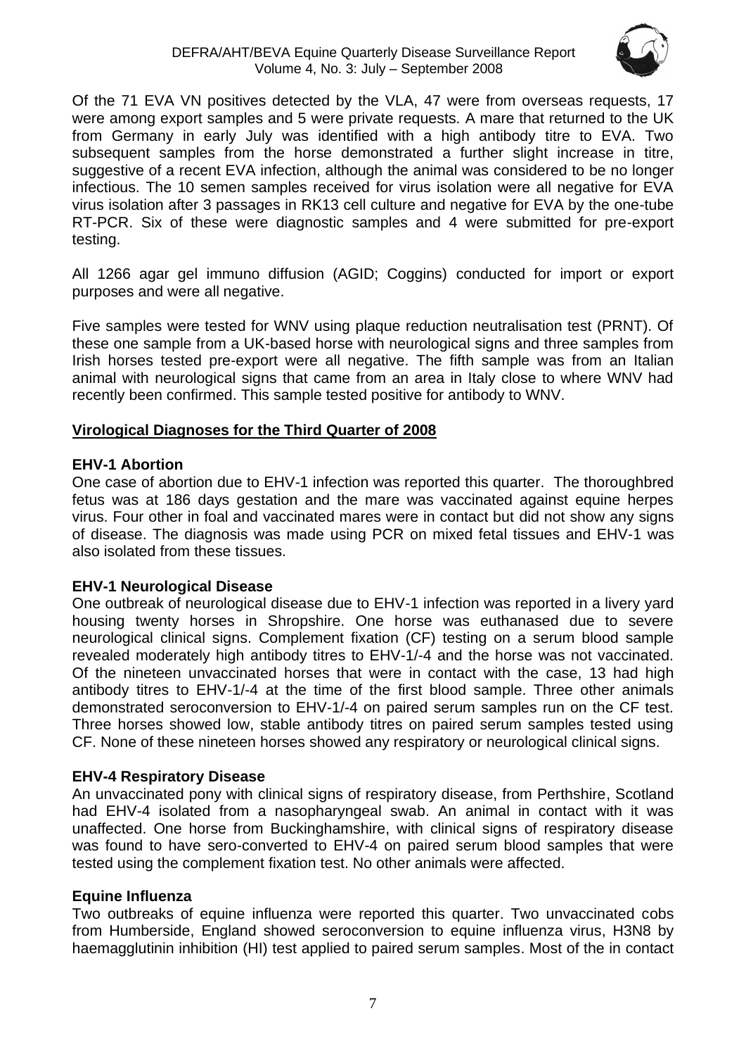Of the 71 EVA VN positives detected by the VLA, 47 were from overseas requests, 17 were among export samples and 5 were private requests. A mare that returned to the UK from Germany in early July was identified with a high antibody titre to EVA. Two subsequent samples from the horse demonstrated a further slight increase in titre, suggestive of a recent EVA infection, although the animal was considered to be no longer infectious. The 10 semen samples received for virus isolation were all negative for EVA virus isolation after 3 passages in RK13 cell culture and negative for EVA by the one-tube RT-PCR. Six of these were diagnostic samples and 4 were submitted for pre-export testing.

All 1266 agar gel immuno diffusion (AGID; Coggins) conducted for import or export purposes and were all negative.

Five samples were tested for WNV using plaque reduction neutralisation test (PRNT). Of these one sample from a UK-based horse with neurological signs and three samples from Irish horses tested pre-export were all negative. The fifth sample was from an Italian animal with neurological signs that came from an area in Italy close to where WNV had recently been confirmed. This sample tested positive for antibody to WNV.

## Virological Diagnoses for the Third Quarter of 2008

### EHV-1 Abortion

One case of abortion due to EHV-1 infection was reported this quarter. The thoroughbred fetus was at 186 days gestation and the mare was vaccinated against equine herpes virus. Four other in foal and vaccinated mares were in contact but did not show any signs of disease. The diagnosis was made using PCR on mixed fetal tissues and EHV-1 was also isolated from these tissues.

### EHV-1 Neurological Disease

One outbreak of neurological disease due to EHV-1 infection was reported in a livery yard housing twenty horses in Shropshire. One horse was euthanased due to severe neurological clinical signs. Complement fixation (CF) testing on a serum blood sample revealed moderately high antibody titres to EHV-1/-4 and the horse was not vaccinated. Of the nineteen unvaccinated horses that were in contact with the case, 13 had high antibody titres to EHV-1/-4 at the time of the first blood sample. Three other animals demonstrated seroconversion to EHV-1/-4 on paired serum samples run on the CF test. Three horses showed low, stable antibody titres on paired serum samples tested using CF. None of these nineteen horses showed any respiratory or neurological clinical signs.

### EHV-4 Respiratory Disease

An unvaccinated pony with clinical signs of respiratory disease, from Perthshire, Scotland had EHV-4 isolated from a nasopharyngeal swab. An animal in contact with it was unaffected. One horse from Buckinghamshire, with clinical signs of respiratory disease was found to have sero-converted to EHV-4 on paired serum blood samples that were tested using the complement fixation test. No other animals were affected.

### Equine Influenza

Two outbreaks of equine influenza were reported this quarter. Two unvaccinated cobs from Humberside, England showed seroconversion to equine influenza virus, H3N8 by haemagglutinin inhibition (HI) test applied to paired serum samples. Most of the in contact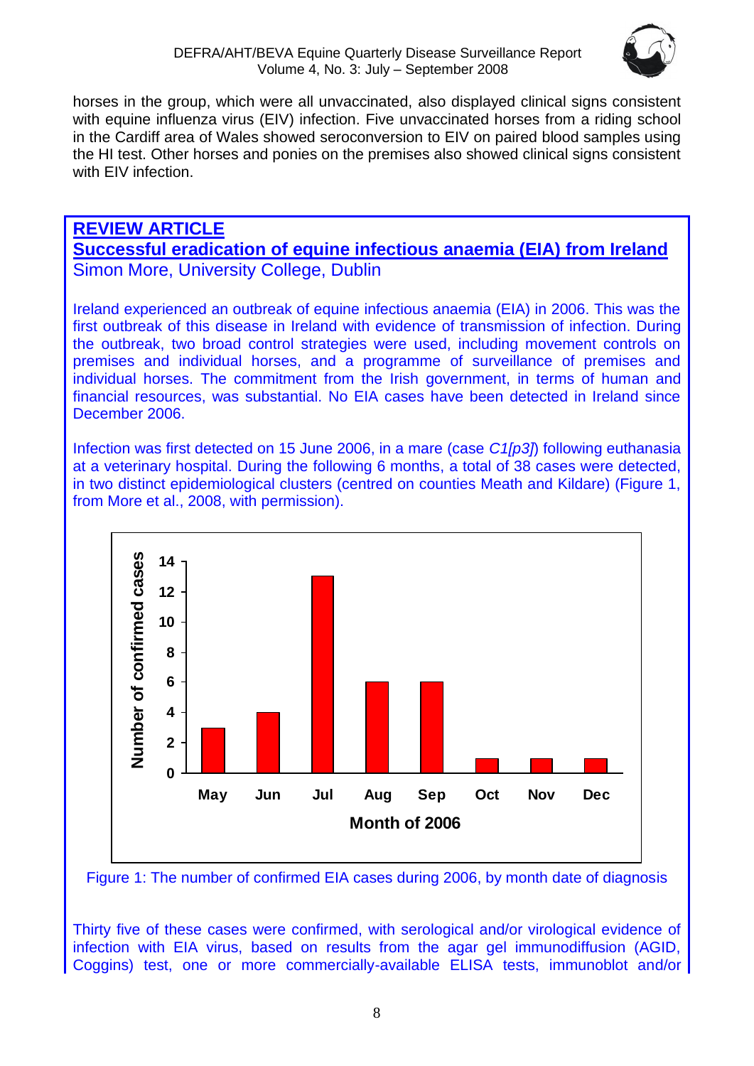horses in the group, which were all unvaccinated, also displayed clinical signs consistent with equine influenza virus (EIV) infection. Five unvaccinated horses from a riding school in the Cardiff area of Wales showed seroconversion to EIV on paired blood samples using the HI test. Other horses and ponies on the premises also showed clinical signs consistent with EIV infection.

## REVIEW ARTICLE

## Successful eradication of equine infectious anaemia (EIA) from Ireland

Simon More, University College, Dublin

Ireland experienced an outbreak of equine infectious anaemia (EIA) in 2006. This was the first outbreak of this disease in Ireland with evidence of transmission of infection. During the outbreak, two broad control strategies were used, including movement controls on premises and individual horses, and a programme of surveillance of premises and individual horses. The commitment from the Irish government, in terms of human and financial resources, was substantial. No EIA cases have been detected in Ireland since December 2006.

Infection was first detected on 15 June 2006, in a mare (case *C1[p3]*) following euthanasia at a veterinary hospital. During the following 6 months, a total of 38 cases were detected, in two distinct epidemiological clusters (centred on counties Meath and Kildare) (Figure 1, from More et al., 2008, with permission).

| Month of 2006 | Number of confirmed cases |
|---|---|
| May | 3 |
| Jun | 4 |
| Jul | 13 |
| Aug | 6 |
| Sep | 6 |
| Oct | 1 |
| Nov | 1 |
| Dec | 1 |

Figure 1: The number of confirmed EIA cases during 2006, by month date of diagnosis

Thirty five of these cases were confirmed, with serological and/or virological evidence of infection with EIA virus, based on results from the agar gel immunodiffusion (AGID, Coggins) test, one or more commercially-available ELISA tests, immunoblot and/or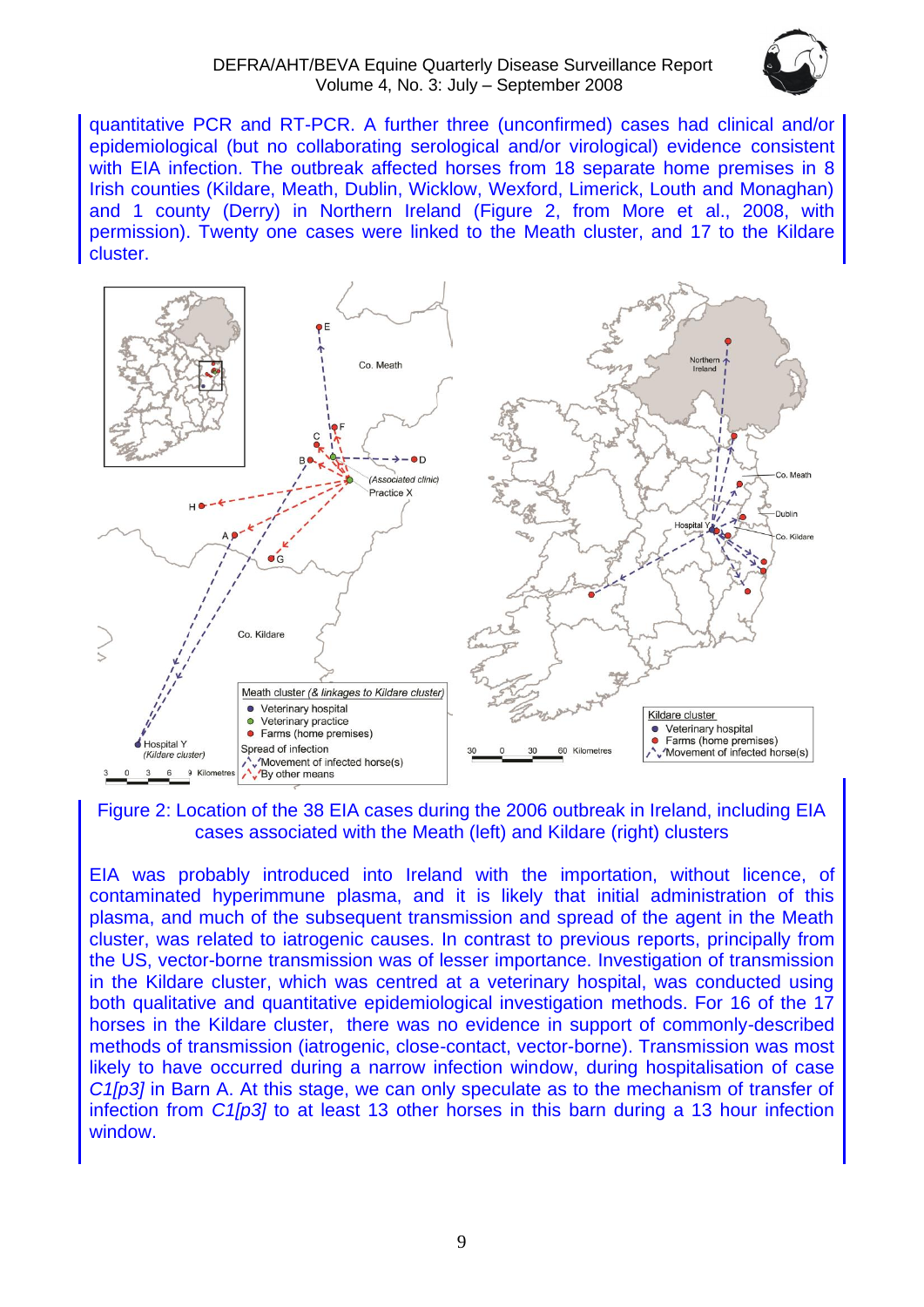quantitative PCR and RT-PCR. A further three (unconfirmed) cases had clinical and/or epidemiological (but no collaborating serological and/or virological) evidence consistent with EIA infection. The outbreak affected horses from 18 separate home premises in 8 Irish counties (Kildare, Meath, Dublin, Wicklow, Wexford, Limerick, Louth and Monaghan) and 1 county (Derry) in Northern Ireland (Figure 2, from More et al., 2008, with permission). Twenty one cases were linked to the Meath cluster, and 17 to the Kildare cluster.

Figure 2: Location of the 38 EIA cases during the 2006 outbreak in Ireland, including EIA cases associated with the Meath (left) and Kildare (right) clusters

EIA was probably introduced into Ireland with the importation, without licence, of contaminated hyperimmune plasma, and it is likely that initial administration of this plasma, and much of the subsequent transmission and spread of the agent in the Meath cluster, was related to iatrogenic causes. In contrast to previous reports, principally from the US, vector-borne transmission was of lesser importance. Investigation of transmission in the Kildare cluster, which was centred at a veterinary hospital, was conducted using both qualitative and quantitative epidemiological investigation methods. For 16 of the 17 horses in the Kildare cluster, there was no evidence in support of commonly-described methods of transmission (iatrogenic, close-contact, vector-borne). Transmission was most likely to have occurred during a narrow infection window, during hospitalisation of case *C1[p3]* in Barn A. At this stage, we can only speculate as to the mechanism of transfer of infection from *C1[p3]* to at least 13 other horses in this barn during a 13 hour infection window.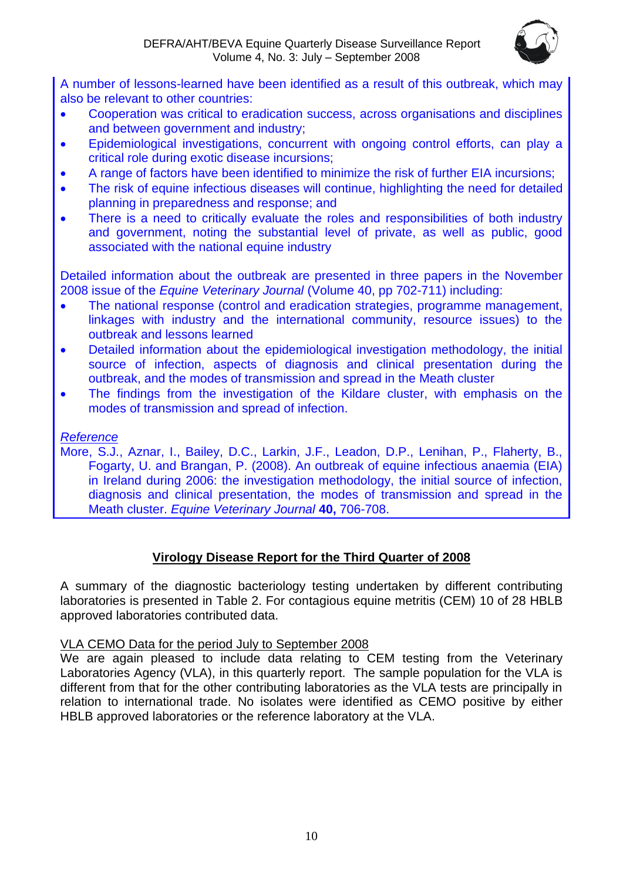A number of lessons-learned have been identified as a result of this outbreak, which may also be relevant to other countries:

- Cooperation was critical to eradication success, across organisations and disciplines and between government and industry;
- Epidemiological investigations, concurrent with ongoing control efforts, can play a critical role during exotic disease incursions;
- A range of factors have been identified to minimize the risk of further EIA incursions;
- The risk of equine infectious diseases will continue, highlighting the need for detailed planning in preparedness and response; and
- There is a need to critically evaluate the roles and responsibilities of both industry and government, noting the substantial level of private, as well as public, good associated with the national equine industry

Detailed information about the outbreak are presented in three papers in the November 2008 issue of the *Equine Veterinary Journal* (Volume 40, pp 702-711) including:

- The national response (control and eradication strategies, programme management, linkages with industry and the international community, resource issues) to the outbreak and lessons learned
- Detailed information about the epidemiological investigation methodology, the initial source of infection, aspects of diagnosis and clinical presentation during the outbreak, and the modes of transmission and spread in the Meath cluster
- The findings from the investigation of the Kildare cluster, with emphasis on the modes of transmission and spread of infection.

*Reference*

More, S.J., Aznar, I., Bailey, D.C., Larkin, J.F., Leadon, D.P., Lenihan, P., Flaherty, B., Fogarty, U. and Brangan, P. (2008). An outbreak of equine infectious anaemia (EIA) in Ireland during 2006: the investigation methodology, the initial source of infection, diagnosis and clinical presentation, the modes of transmission and spread in the Meath cluster. *Equine Veterinary Journal* **40,** 706-708.

## Virology Disease Report for the Third Quarter of 2008

A summary of the diagnostic bacteriology testing undertaken by different contributing laboratories is presented in Table 2. For contagious equine metritis (CEM) 10 of 28 HBLB approved laboratories contributed data.

VLA CEMO Data for the period July to September 2008

We are again pleased to include data relating to CEM testing from the Veterinary Laboratories Agency (VLA), in this quarterly report. The sample population for the VLA is different from that for the other contributing laboratories as the VLA tests are principally in relation to international trade. No isolates were identified as CEMO positive by either HBLB approved laboratories or the reference laboratory at the VLA.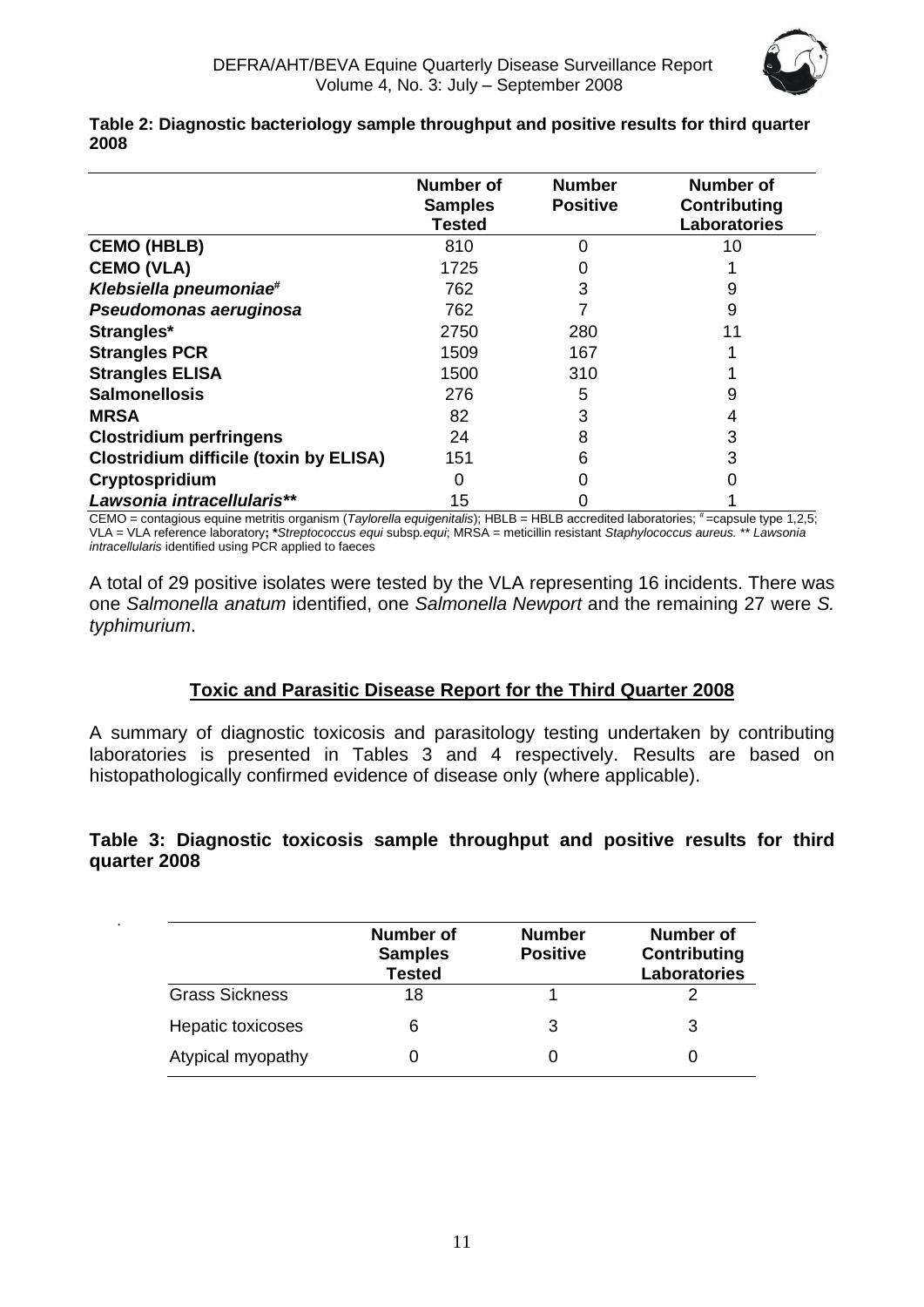**Table 2: Diagnostic bacteriology sample throughput and positive results for third quarter 2008**

| | Number of Samples Tested | Number Positive | Number of Contributing Laboratories |
|---|---|---|---|
| **CEMO (HBLB)** | 810 | 0 | 10 |
| **CEMO (VLA)** | 1725 | 0 | 1 |
| ***Klebsiella pneumoniae*#** | 762 | 3 | 9 |
| ***Pseudomonas aeruginosa*** | 762 | 7 | 9 |
| **Strangles*** | 2750 | 280 | 11 |
| **Strangles PCR** | 1509 | 167 | 1 |
| **Strangles ELISA** | 1500 | 310 | 1 |
| **Salmonellosis** | 276 | 5 | 9 |
| **MRSA** | 82 | 3 | 4 |
| **Clostridium perfringens** | 24 | 8 | 3 |
| **Clostridium difficile (toxin by ELISA)** | 151 | 6 | 3 |
| **Cryptospridium** | 0 | 0 | 0 |
| ***Lawsonia intracellularis*\*\*** | 15 | 0 | 1 |

CEMO = contagious equine metritis organism (*Taylorella equigenitalis*); HBLB = HBLB accredited laboratories; # =capsule type 1,2,5; VLA = VLA reference laboratory; \**Streptococcus equi* subsp. *equi*; MRSA = meticillin resistant *Staphylococcus aureus.* \*\* *Lawsonia intracellularis* identified using PCR applied to faeces

A total of 29 positive isolates were tested by the VLA representing 16 incidents. There was one *Salmonella anatum* identified, one *Salmonella Newport* and the remaining 27 were *S. typhimurium*.

## Toxic and Parasitic Disease Report for the Third Quarter 2008

A summary of diagnostic toxicosis and parasitology testing undertaken by contributing laboratories is presented in Tables 3 and 4 respectively. Results are based on histopathologically confirmed evidence of disease only (where applicable).

**Table 3: Diagnostic toxicosis sample throughput and positive results for third quarter 2008**

| | Number of Samples Tested | Number Positive | Number of Contributing Laboratories |
|---|---|---|---|
| Grass Sickness | 18 | 1 | 2 |
| Hepatic toxicoses | 6 | 3 | 3 |
| Atypical myopathy | 0 | 0 | 0 |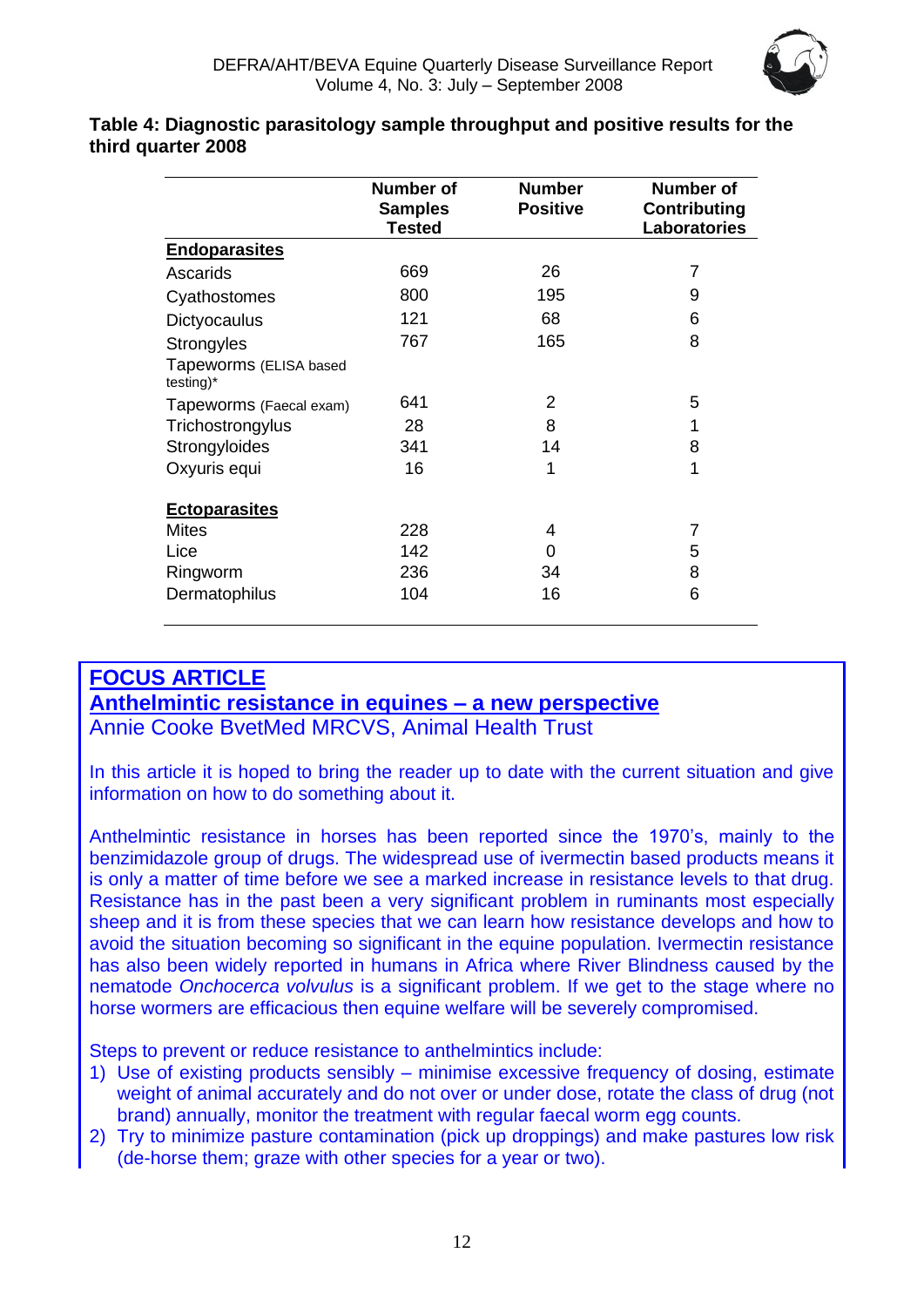**Table 4: Diagnostic parasitology sample throughput and positive results for the third quarter 2008**

| | Number of Samples Tested | Number Positive | Number of Contributing Laboratories |
|---|---|---|---|
| **Endoparasites** | | | |
| Ascarids | 669 | 26 | 7 |
| Cyathostomes | 800 | 195 | 9 |
| Dictyocaulus | 121 | 68 | 6 |
| Strongyles | 767 | 165 | 8 |
| Tapeworms (ELISA based testing)* | | | |
| Tapeworms (Faecal exam) | 641 | 2 | 5 |
| Trichostrongylus | 28 | 8 | 1 |
| Strongyloides | 341 | 14 | 8 |
| Oxyuris equi | 16 | 1 | 1 |
| **Ectoparasites** | | | |
| Mites | 228 | 4 | 7 |
| Lice | 142 | 0 | 5 |
| Ringworm | 236 | 34 | 8 |
| Dermatophilus | 104 | 16 | 6 |

## FOCUS ARTICLE

## Anthelmintic resistance in equines – a new perspective

Annie Cooke BvetMed MRCVS, Animal Health Trust

In this article it is hoped to bring the reader up to date with the current situation and give information on how to do something about it.

Anthelmintic resistance in horses has been reported since the 1970's, mainly to the benzimidazole group of drugs. The widespread use of ivermectin based products means it is only a matter of time before we see a marked increase in resistance levels to that drug. Resistance has in the past been a very significant problem in ruminants most especially sheep and it is from these species that we can learn how resistance develops and how to avoid the situation becoming so significant in the equine population. Ivermectin resistance has also been widely reported in humans in Africa where River Blindness caused by the nematode *Onchocerca volvulus* is a significant problem. If we get to the stage where no horse wormers are efficacious then equine welfare will be severely compromised.

Steps to prevent or reduce resistance to anthelmintics include:

1) Use of existing products sensibly – minimise excessive frequency of dosing, estimate weight of animal accurately and do not over or under dose, rotate the class of drug (not brand) annually, monitor the treatment with regular faecal worm egg counts.
2) Try to minimize pasture contamination (pick up droppings) and make pastures low risk (de-horse them; graze with other species for a year or two).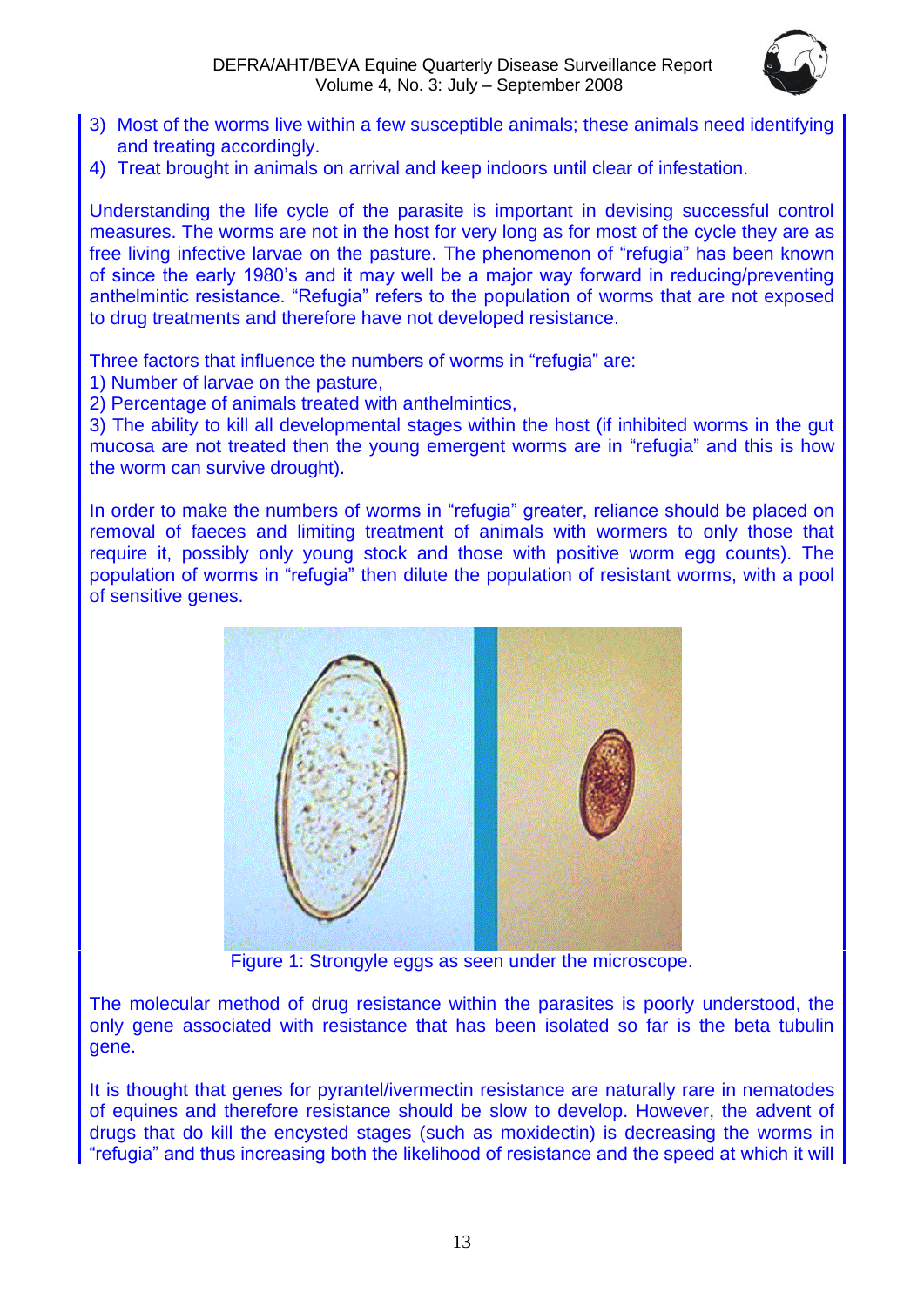3) Most of the worms live within a few susceptible animals; these animals need identifying and treating accordingly.
4) Treat brought in animals on arrival and keep indoors until clear of infestation.

Understanding the life cycle of the parasite is important in devising successful control measures. The worms are not in the host for very long as for most of the cycle they are as free living infective larvae on the pasture. The phenomenon of "refugia" has been known of since the early 1980's and it may well be a major way forward in reducing/preventing anthelmintic resistance. "Refugia" refers to the population of worms that are not exposed to drug treatments and therefore have not developed resistance.

Three factors that influence the numbers of worms in "refugia" are:
1) Number of larvae on the pasture,
2) Percentage of animals treated with anthelmintics,
3) The ability to kill all developmental stages within the host (if inhibited worms in the gut mucosa are not treated then the young emergent worms are in "refugia" and this is how the worm can survive drought).

In order to make the numbers of worms in "refugia" greater, reliance should be placed on removal of faeces and limiting treatment of animals with wormers to only those that require it, possibly only young stock and those with positive worm egg counts). The population of worms in "refugia" then dilute the population of resistant worms, with a pool of sensitive genes.

Figure 1: Strongyle eggs as seen under the microscope.

The molecular method of drug resistance within the parasites is poorly understood, the only gene associated with resistance that has been isolated so far is the beta tubulin gene.

It is thought that genes for pyrantel/ivermectin resistance are naturally rare in nematodes of equines and therefore resistance should be slow to develop. However, the advent of drugs that do kill the encysted stages (such as moxidectin) is decreasing the worms in "refugia" and thus increasing both the likelihood of resistance and the speed at which it will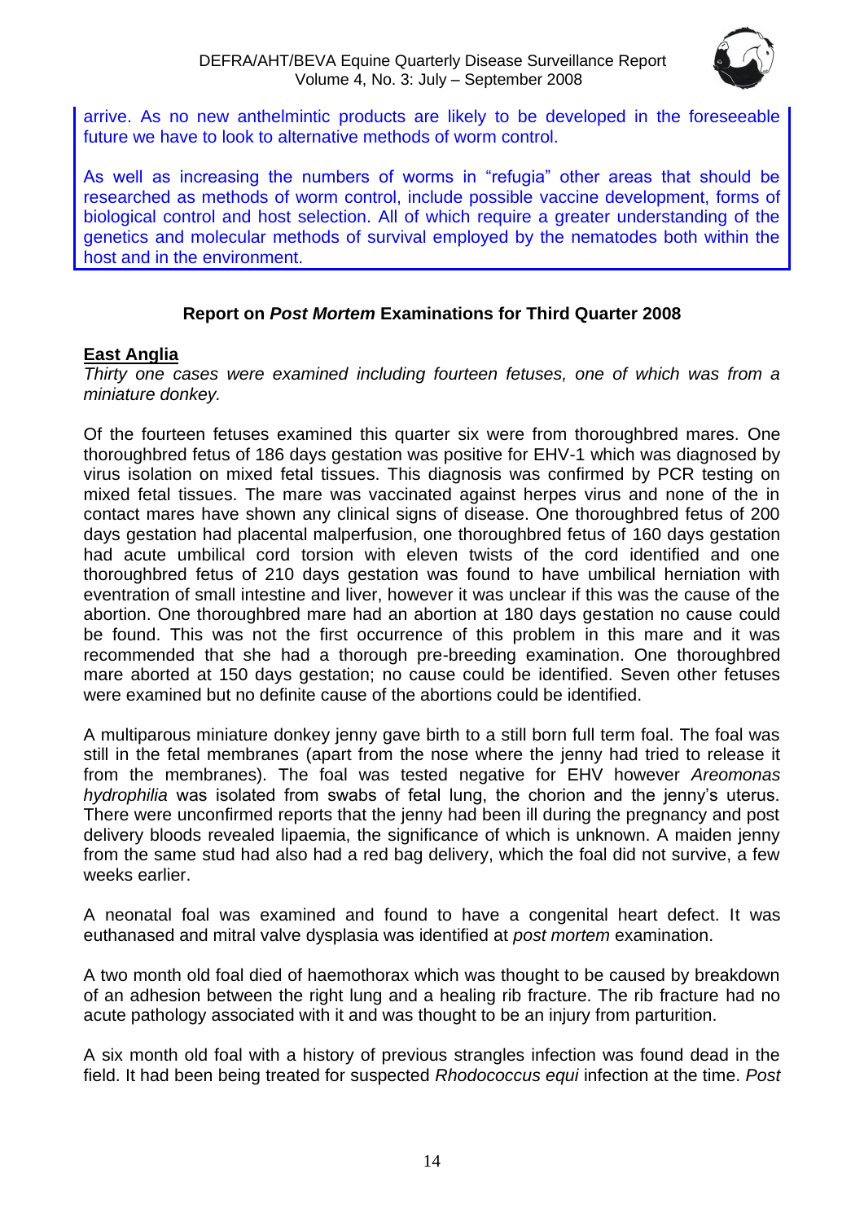arrive. As no new anthelmintic products are likely to be developed in the foreseeable future we have to look to alternative methods of worm control.

As well as increasing the numbers of worms in "refugia" other areas that should be researched as methods of worm control, include possible vaccine development, forms of biological control and host selection. All of which require a greater understanding of the genetics and molecular methods of survival employed by the nematodes both within the host and in the environment.

## Report on *Post Mortem* Examinations for Third Quarter 2008

### East Anglia

*Thirty one cases were examined including fourteen fetuses, one of which was from a miniature donkey.*

Of the fourteen fetuses examined this quarter six were from thoroughbred mares. One thoroughbred fetus of 186 days gestation was positive for EHV-1 which was diagnosed by virus isolation on mixed fetal tissues. This diagnosis was confirmed by PCR testing on mixed fetal tissues. The mare was vaccinated against herpes virus and none of the in contact mares have shown any clinical signs of disease. One thoroughbred fetus of 200 days gestation had placental malperfusion, one thoroughbred fetus of 160 days gestation had acute umbilical cord torsion with eleven twists of the cord identified and one thoroughbred fetus of 210 days gestation was found to have umbilical herniation with eventration of small intestine and liver, however it was unclear if this was the cause of the abortion. One thoroughbred mare had an abortion at 180 days gestation no cause could be found. This was not the first occurrence of this problem in this mare and it was recommended that she had a thorough pre-breeding examination. One thoroughbred mare aborted at 150 days gestation; no cause could be identified. Seven other fetuses were examined but no definite cause of the abortions could be identified.

A multiparous miniature donkey jenny gave birth to a still born full term foal. The foal was still in the fetal membranes (apart from the nose where the jenny had tried to release it from the membranes). The foal was tested negative for EHV however *Areomonas hydrophilia* was isolated from swabs of fetal lung, the chorion and the jenny's uterus. There were unconfirmed reports that the jenny had been ill during the pregnancy and post delivery bloods revealed lipaemia, the significance of which is unknown. A maiden jenny from the same stud had also had a red bag delivery, which the foal did not survive, a few weeks earlier.

A neonatal foal was examined and found to have a congenital heart defect. It was euthanased and mitral valve dysplasia was identified at *post mortem* examination.

A two month old foal died of haemothorax which was thought to be caused by breakdown of an adhesion between the right lung and a healing rib fracture. The rib fracture had no acute pathology associated with it and was thought to be an injury from parturition.

A six month old foal with a history of previous strangles infection was found dead in the field. It had been being treated for suspected *Rhodococcus equi* infection at the time. *Post*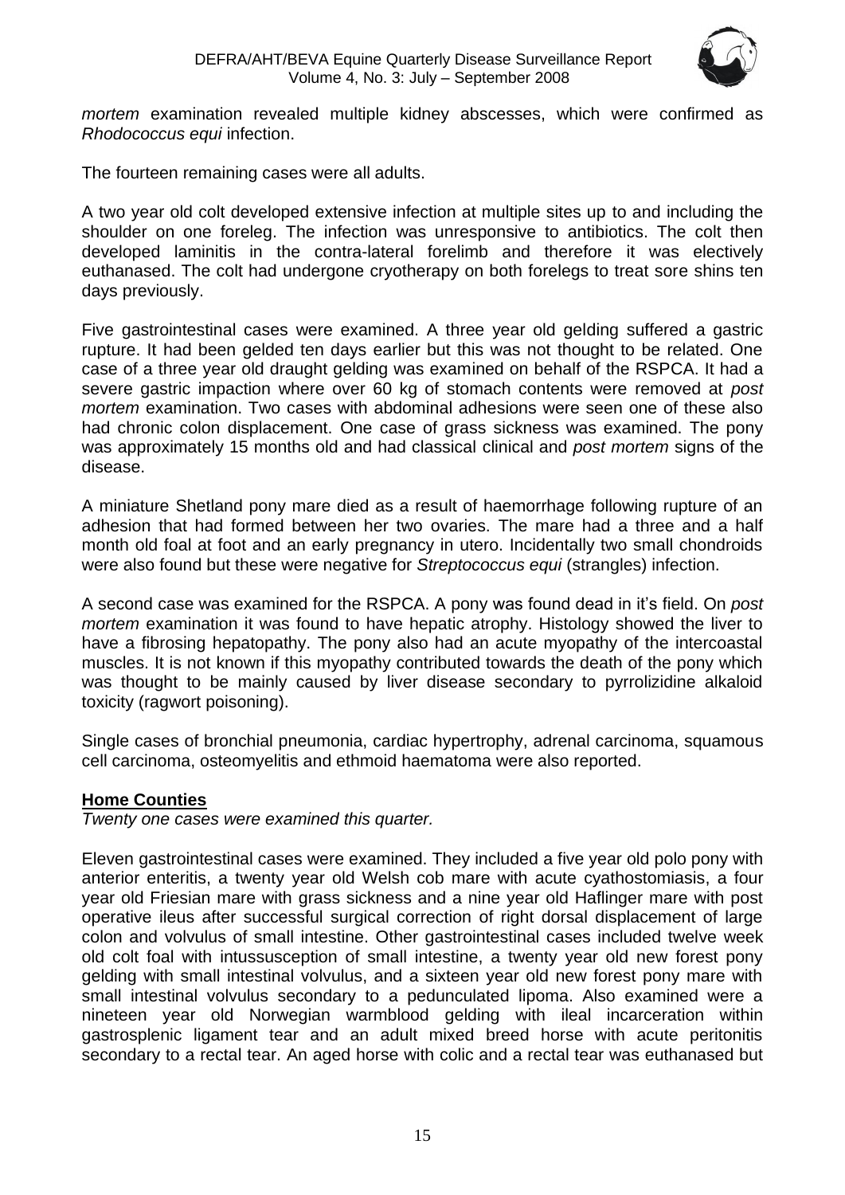*mortem* examination revealed multiple kidney abscesses, which were confirmed as *Rhodococcus equi* infection.

The fourteen remaining cases were all adults.

A two year old colt developed extensive infection at multiple sites up to and including the shoulder on one foreleg. The infection was unresponsive to antibiotics. The colt then developed laminitis in the contra-lateral forelimb and therefore it was electively euthanased. The colt had undergone cryotherapy on both forelegs to treat sore shins ten days previously.

Five gastrointestinal cases were examined. A three year old gelding suffered a gastric rupture. It had been gelded ten days earlier but this was not thought to be related. One case of a three year old draught gelding was examined on behalf of the RSPCA. It had a severe gastric impaction where over 60 kg of stomach contents were removed at *post mortem* examination. Two cases with abdominal adhesions were seen one of these also had chronic colon displacement. One case of grass sickness was examined. The pony was approximately 15 months old and had classical clinical and *post mortem* signs of the disease.

A miniature Shetland pony mare died as a result of haemorrhage following rupture of an adhesion that had formed between her two ovaries. The mare had a three and a half month old foal at foot and an early pregnancy in utero. Incidentally two small chondroids were also found but these were negative for *Streptococcus equi* (strangles) infection.

A second case was examined for the RSPCA. A pony was found dead in it's field. On *post mortem* examination it was found to have hepatic atrophy. Histology showed the liver to have a fibrosing hepatopathy. The pony also had an acute myopathy of the intercoastal muscles. It is not known if this myopathy contributed towards the death of the pony which was thought to be mainly caused by liver disease secondary to pyrrolizidine alkaloid toxicity (ragwort poisoning).

Single cases of bronchial pneumonia, cardiac hypertrophy, adrenal carcinoma, squamous cell carcinoma, osteomyelitis and ethmoid haematoma were also reported.

## Home Counties

*Twenty one cases were examined this quarter.*

Eleven gastrointestinal cases were examined. They included a five year old polo pony with anterior enteritis, a twenty year old Welsh cob mare with acute cyathostomiasis, a four year old Friesian mare with grass sickness and a nine year old Haflinger mare with post operative ileus after successful surgical correction of right dorsal displacement of large colon and volvulus of small intestine. Other gastrointestinal cases included twelve week old colt foal with intussusception of small intestine, a twenty year old new forest pony gelding with small intestinal volvulus, and a sixteen year old new forest pony mare with small intestinal volvulus secondary to a pedunculated lipoma. Also examined were a nineteen year old Norwegian warmblood gelding with ileal incarceration within gastrosplenic ligament tear and an adult mixed breed horse with acute peritonitis secondary to a rectal tear. An aged horse with colic and a rectal tear was euthanased but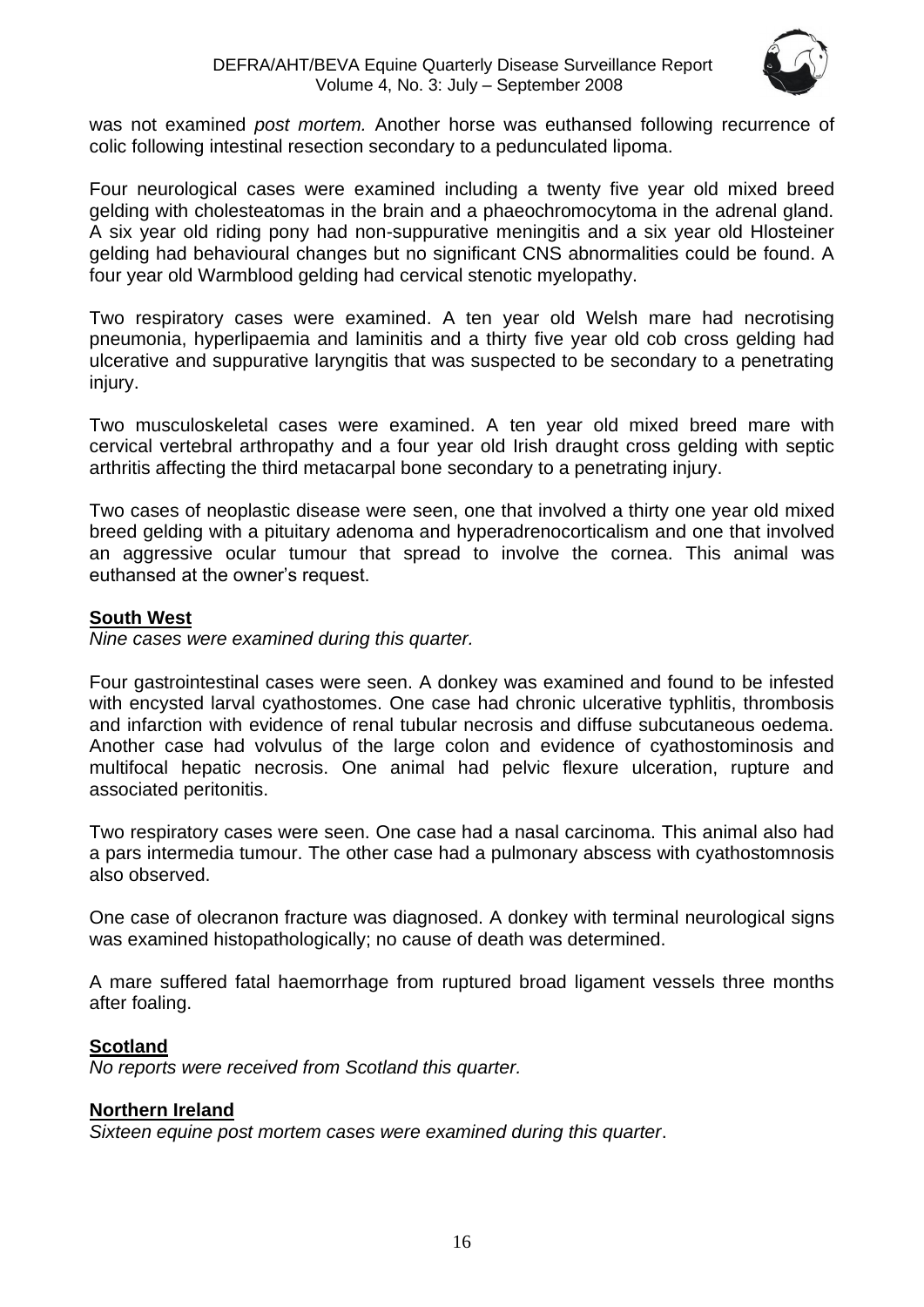was not examined *post mortem.* Another horse was euthansed following recurrence of colic following intestinal resection secondary to a pedunculated lipoma.

Four neurological cases were examined including a twenty five year old mixed breed gelding with cholesteatomas in the brain and a phaeochromocytoma in the adrenal gland. A six year old riding pony had non-suppurative meningitis and a six year old Hlosteiner gelding had behavioural changes but no significant CNS abnormalities could be found. A four year old Warmblood gelding had cervical stenotic myelopathy.

Two respiratory cases were examined. A ten year old Welsh mare had necrotising pneumonia, hyperlipaemia and laminitis and a thirty five year old cob cross gelding had ulcerative and suppurative laryngitis that was suspected to be secondary to a penetrating injury.

Two musculoskeletal cases were examined. A ten year old mixed breed mare with cervical vertebral arthropathy and a four year old Irish draught cross gelding with septic arthritis affecting the third metacarpal bone secondary to a penetrating injury.

Two cases of neoplastic disease were seen, one that involved a thirty one year old mixed breed gelding with a pituitary adenoma and hyperadrenocorticalism and one that involved an aggressive ocular tumour that spread to involve the cornea. This animal was euthansed at the owner's request.

**South West**

*Nine cases were examined during this quarter.*

Four gastrointestinal cases were seen. A donkey was examined and found to be infested with encysted larval cyathostomes. One case had chronic ulcerative typhlitis, thrombosis and infarction with evidence of renal tubular necrosis and diffuse subcutaneous oedema. Another case had volvulus of the large colon and evidence of cyathostominosis and multifocal hepatic necrosis. One animal had pelvic flexure ulceration, rupture and associated peritonitis.

Two respiratory cases were seen. One case had a nasal carcinoma. This animal also had a pars intermedia tumour. The other case had a pulmonary abscess with cyathostomnosis also observed.

One case of olecranon fracture was diagnosed. A donkey with terminal neurological signs was examined histopathologically; no cause of death was determined.

A mare suffered fatal haemorrhage from ruptured broad ligament vessels three months after foaling.

**Scotland**

*No reports were received from Scotland this quarter.*

**Northern Ireland**

*Sixteen equine post mortem cases were examined during this quarter*.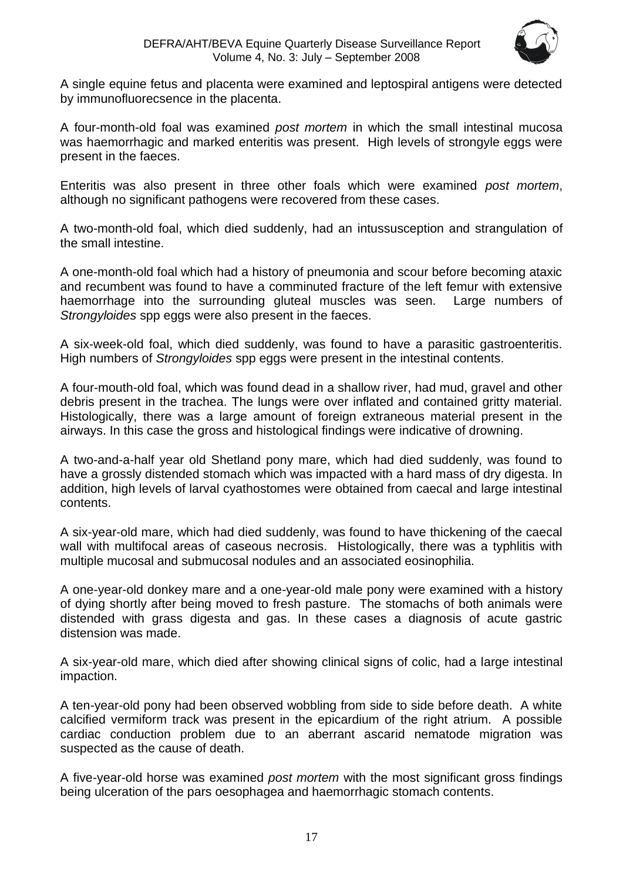A single equine fetus and placenta were examined and leptospiral antigens were detected by immunofluorecsence in the placenta.

A four-month-old foal was examined *post mortem* in which the small intestinal mucosa was haemorrhagic and marked enteritis was present. High levels of strongyle eggs were present in the faeces.

Enteritis was also present in three other foals which were examined *post mortem*, although no significant pathogens were recovered from these cases.

A two-month-old foal, which died suddenly, had an intussusception and strangulation of the small intestine.

A one-month-old foal which had a history of pneumonia and scour before becoming ataxic and recumbent was found to have a comminuted fracture of the left femur with extensive haemorrhage into the surrounding gluteal muscles was seen. Large numbers of *Strongyloides* spp eggs were also present in the faeces.

A six-week-old foal, which died suddenly, was found to have a parasitic gastroenteritis. High numbers of *Strongyloides* spp eggs were present in the intestinal contents.

A four-mouth-old foal, which was found dead in a shallow river, had mud, gravel and other debris present in the trachea. The lungs were over inflated and contained gritty material. Histologically, there was a large amount of foreign extraneous material present in the airways. In this case the gross and histological findings were indicative of drowning.

A two-and-a-half year old Shetland pony mare, which had died suddenly, was found to have a grossly distended stomach which was impacted with a hard mass of dry digesta. In addition, high levels of larval cyathostomes were obtained from caecal and large intestinal contents.

A six-year-old mare, which had died suddenly, was found to have thickening of the caecal wall with multifocal areas of caseous necrosis. Histologically, there was a typhlitis with multiple mucosal and submucosal nodules and an associated eosinophilia.

A one-year-old donkey mare and a one-year-old male pony were examined with a history of dying shortly after being moved to fresh pasture. The stomachs of both animals were distended with grass digesta and gas. In these cases a diagnosis of acute gastric distension was made.

A six-year-old mare, which died after showing clinical signs of colic, had a large intestinal impaction.

A ten-year-old pony had been observed wobbling from side to side before death. A white calcified vermiform track was present in the epicardium of the right atrium. A possible cardiac conduction problem due to an aberrant ascarid nematode migration was suspected as the cause of death.

A five-year-old horse was examined *post mortem* with the most significant gross findings being ulceration of the pars oesophagea and haemorrhagic stomach contents.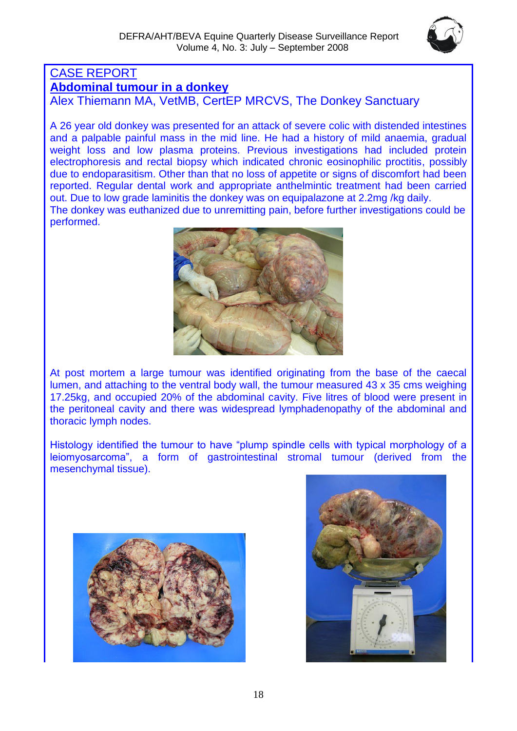## CASE REPORT

### **Abdominal tumour in a donkey**

Alex Thiemann MA, VetMB, CertEP MRCVS, The Donkey Sanctuary

A 26 year old donkey was presented for an attack of severe colic with distended intestines and a palpable painful mass in the mid line. He had a history of mild anaemia, gradual weight loss and low plasma proteins. Previous investigations had included protein electrophoresis and rectal biopsy which indicated chronic eosinophilic proctitis, possibly due to endoparasitism. Other than that no loss of appetite or signs of discomfort had been reported. Regular dental work and appropriate anthelmintic treatment had been carried out. Due to low grade laminitis the donkey was on equipalazone at 2.2mg /kg daily.
The donkey was euthanized due to unremitting pain, before further investigations could be performed.

At post mortem a large tumour was identified originating from the base of the caecal lumen, and attaching to the ventral body wall, the tumour measured 43 x 35 cms weighing 17.25kg, and occupied 20% of the abdominal cavity. Five litres of blood were present in the peritoneal cavity and there was widespread lymphadenopathy of the abdominal and thoracic lymph nodes.

Histology identified the tumour to have “plump spindle cells with typical morphology of a leiomyosarcoma”, a form of gastrointestinal stromal tumour (derived from the mesenchymal tissue).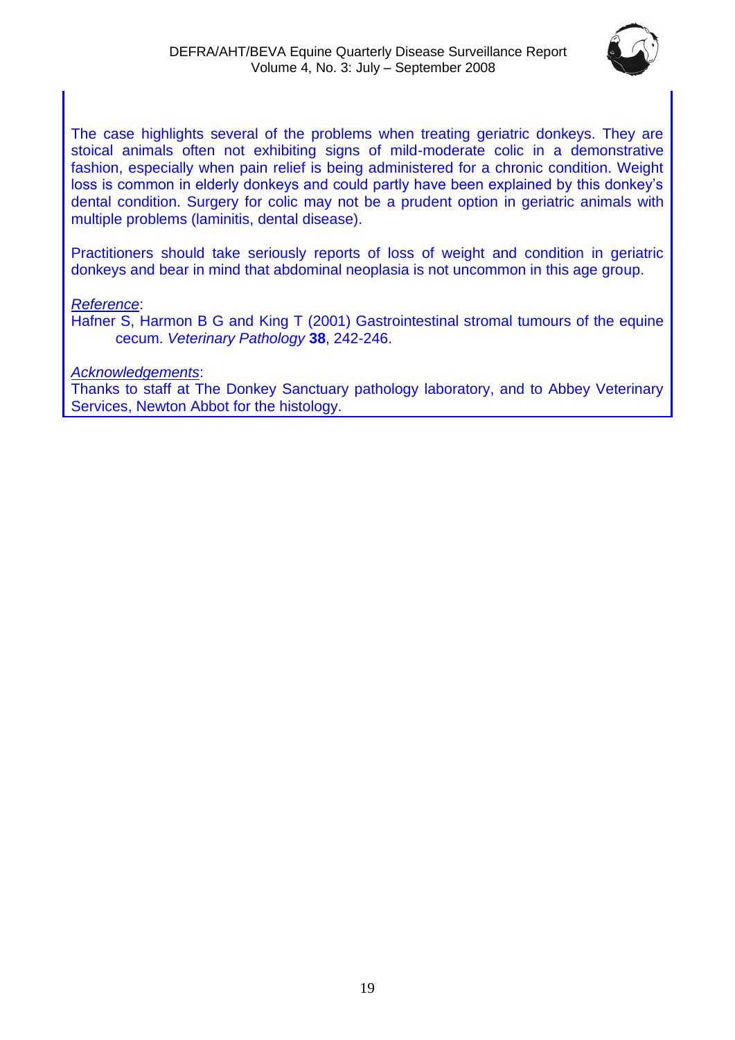The case highlights several of the problems when treating geriatric donkeys. They are stoical animals often not exhibiting signs of mild-moderate colic in a demonstrative fashion, especially when pain relief is being administered for a chronic condition. Weight loss is common in elderly donkeys and could partly have been explained by this donkey's dental condition. Surgery for colic may not be a prudent option in geriatric animals with multiple problems (laminitis, dental disease).

Practitioners should take seriously reports of loss of weight and condition in geriatric donkeys and bear in mind that abdominal neoplasia is not uncommon in this age group.

*Reference*:

Hafner S, Harmon B G and King T (2001) Gastrointestinal stromal tumours of the equine cecum. *Veterinary Pathology* **38**, 242-246.

*Acknowledgements*:

Thanks to staff at The Donkey Sanctuary pathology laboratory, and to Abbey Veterinary Services, Newton Abbot for the histology.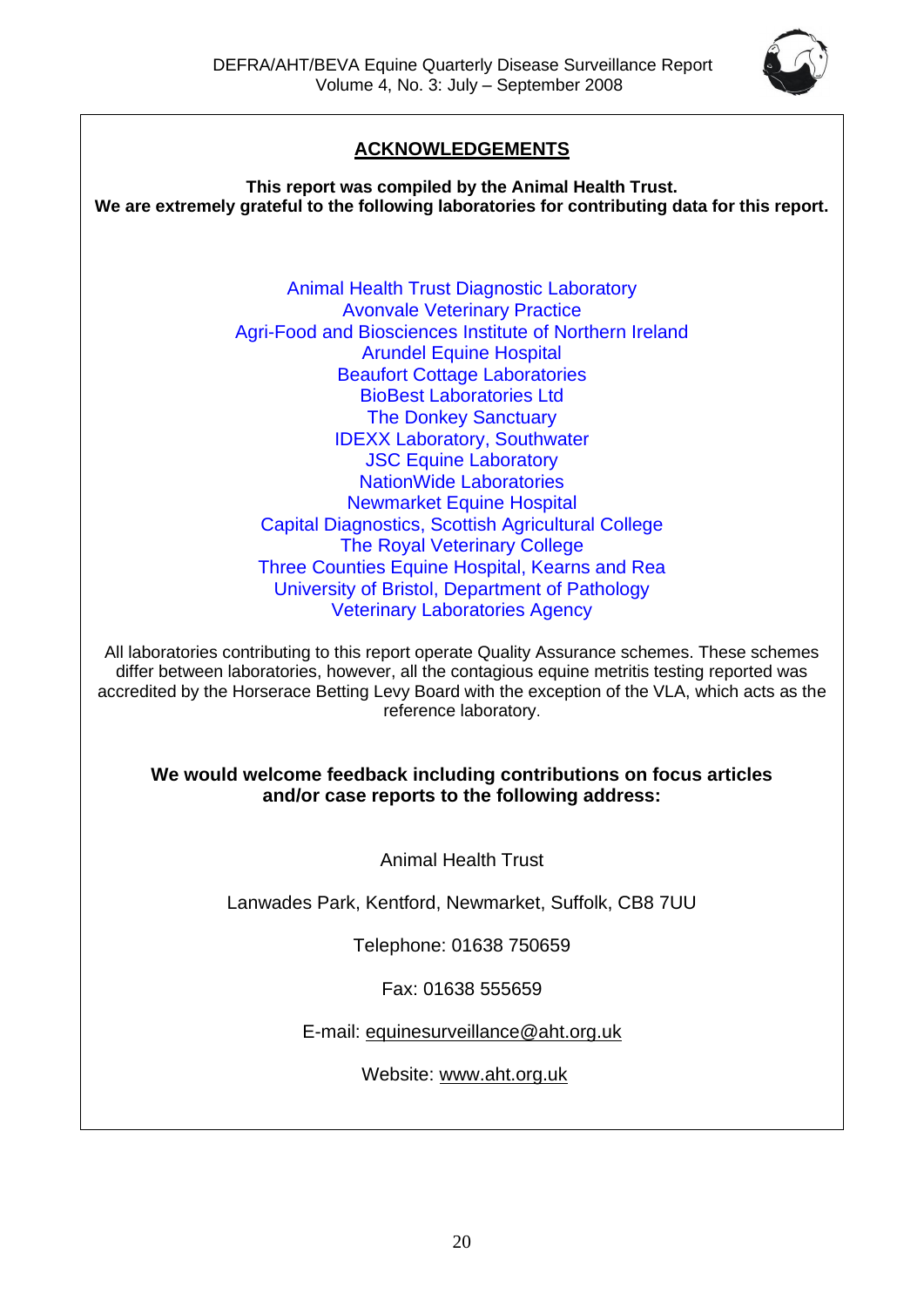## ACKNOWLEDGEMENTS

**This report was compiled by the Animal Health Trust.**
**We are extremely grateful to the following laboratories for contributing data for this report.**

Animal Health Trust Diagnostic Laboratory
Avonvale Veterinary Practice
Agri-Food and Biosciences Institute of Northern Ireland
Arundel Equine Hospital
Beaufort Cottage Laboratories
BioBest Laboratories Ltd
The Donkey Sanctuary
IDEXX Laboratory, Southwater
JSC Equine Laboratory
NationWide Laboratories
Newmarket Equine Hospital
Capital Diagnostics, Scottish Agricultural College
The Royal Veterinary College
Three Counties Equine Hospital, Kearns and Rea
University of Bristol, Department of Pathology
Veterinary Laboratories Agency

All laboratories contributing to this report operate Quality Assurance schemes. These schemes differ between laboratories, however, all the contagious equine metritis testing reported was accredited by the Horserace Betting Levy Board with the exception of the VLA, which acts as the reference laboratory.

**We would welcome feedback including contributions on focus articles and/or case reports to the following address:**

Animal Health Trust

Lanwades Park, Kentford, Newmarket, Suffolk, CB8 7UU

Telephone: 01638 750659

Fax: 01638 555659

E-mail: equinesurveillance@aht.org.uk

Website: www.aht.org.uk